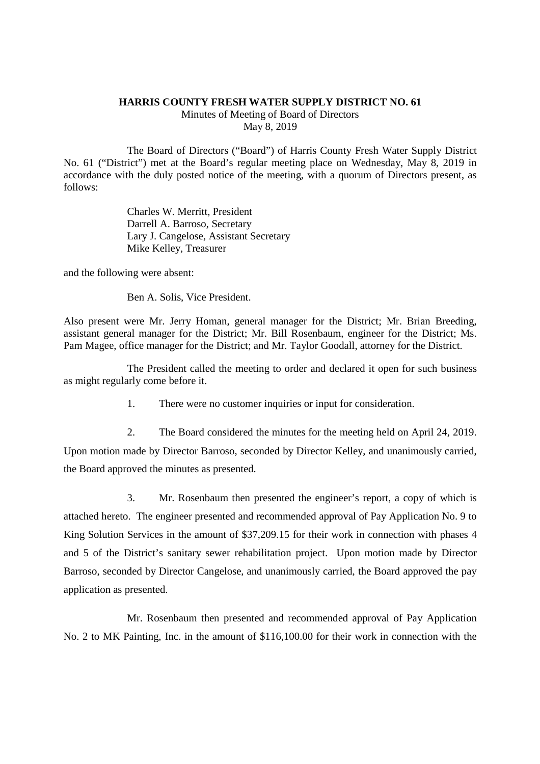**HARRIS COUNTY FRESH WATER SUPPLY DISTRICT NO. 61**

Minutes of Meeting of Board of Directors

May 8, 2019

The Board of Directors ("Board") of Harris County Fresh Water Supply District No. 61 ("District") met at the Board's regular meeting place on Wednesday, May 8, 2019 in accordance with the duly posted notice of the meeting, with a quorum of Directors present, as follows:

Charles W. Merritt, President
Darrell A. Barroso, Secretary
Lary J. Cangelose, Assistant Secretary
Mike Kelley, Treasurer

and the following were absent:

Ben A. Solis, Vice President.

Also present were Mr. Jerry Homan, general manager for the District; Mr. Brian Breeding, assistant general manager for the District; Mr. Bill Rosenbaum, engineer for the District; Ms. Pam Magee, office manager for the District; and Mr. Taylor Goodall, attorney for the District.

The President called the meeting to order and declared it open for such business as might regularly come before it.

1. There were no customer inquiries or input for consideration.

2. The Board considered the minutes for the meeting held on April 24, 2019. Upon motion made by Director Barroso, seconded by Director Kelley, and unanimously carried, the Board approved the minutes as presented.

3. Mr. Rosenbaum then presented the engineer's report, a copy of which is attached hereto. The engineer presented and recommended approval of Pay Application No. 9 to King Solution Services in the amount of $37,209.15 for their work in connection with phases 4 and 5 of the District's sanitary sewer rehabilitation project. Upon motion made by Director Barroso, seconded by Director Cangelose, and unanimously carried, the Board approved the pay application as presented.

Mr. Rosenbaum then presented and recommended approval of Pay Application No. 2 to MK Painting, Inc. in the amount of $116,100.00 for their work in connection with the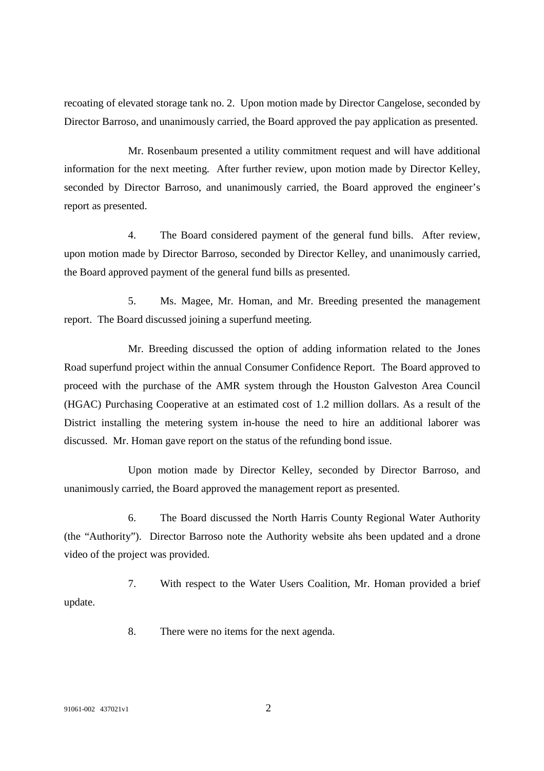recoating of elevated storage tank no. 2. Upon motion made by Director Cangelose, seconded by Director Barroso, and unanimously carried, the Board approved the pay application as presented.

Mr. Rosenbaum presented a utility commitment request and will have additional information for the next meeting. After further review, upon motion made by Director Kelley, seconded by Director Barroso, and unanimously carried, the Board approved the engineer's report as presented.

4. The Board considered payment of the general fund bills. After review, upon motion made by Director Barroso, seconded by Director Kelley, and unanimously carried, the Board approved payment of the general fund bills as presented.

5. Ms. Magee, Mr. Homan, and Mr. Breeding presented the management report. The Board discussed joining a superfund meeting.

Mr. Breeding discussed the option of adding information related to the Jones Road superfund project within the annual Consumer Confidence Report. The Board approved to proceed with the purchase of the AMR system through the Houston Galveston Area Council (HGAC) Purchasing Cooperative at an estimated cost of 1.2 million dollars. As a result of the District installing the metering system in-house the need to hire an additional laborer was discussed. Mr. Homan gave report on the status of the refunding bond issue.

Upon motion made by Director Kelley, seconded by Director Barroso, and unanimously carried, the Board approved the management report as presented.

6. The Board discussed the North Harris County Regional Water Authority (the "Authority"). Director Barroso note the Authority website ahs been updated and a drone video of the project was provided.

7. With respect to the Water Users Coalition, Mr. Homan provided a brief update.

8. There were no items for the next agenda.

91061-002 437021v1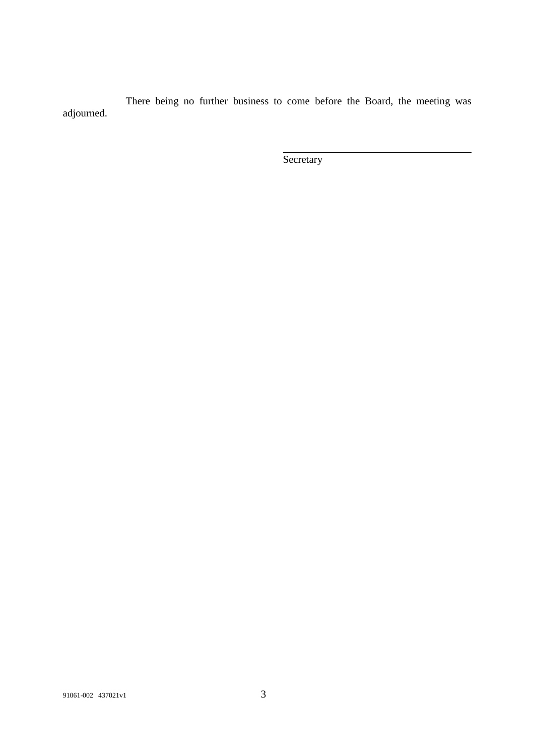There being no further business to come before the Board, the meeting was adjourned.

\_\_\_\_\_\_\_\_\_\_\_\_\_\_\_\_\_\_\_\_\_\_\_\_\_\_\_\_\_\_\_\_\_\_\_\_

Secretary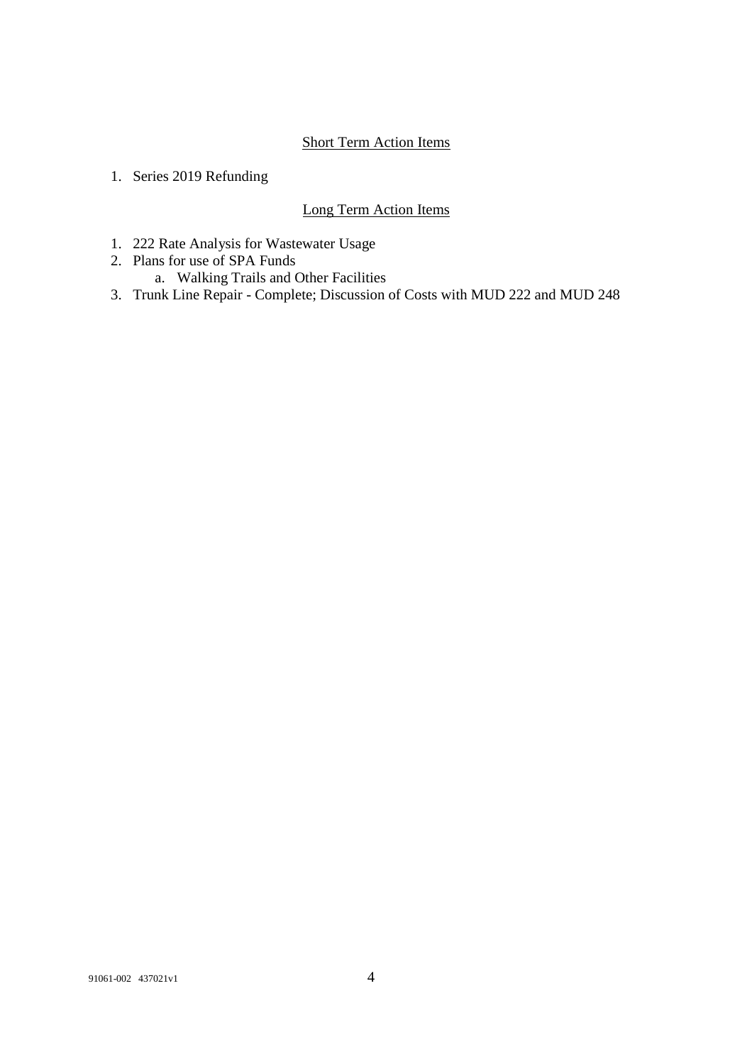Short Term Action Items

1. Series 2019 Refunding

Long Term Action Items

1. 222 Rate Analysis for Wastewater Usage
2. Plans for use of SPA Funds
    a. Walking Trails and Other Facilities
3. Trunk Line Repair - Complete; Discussion of Costs with MUD 222 and MUD 248

91061-002 437021v1